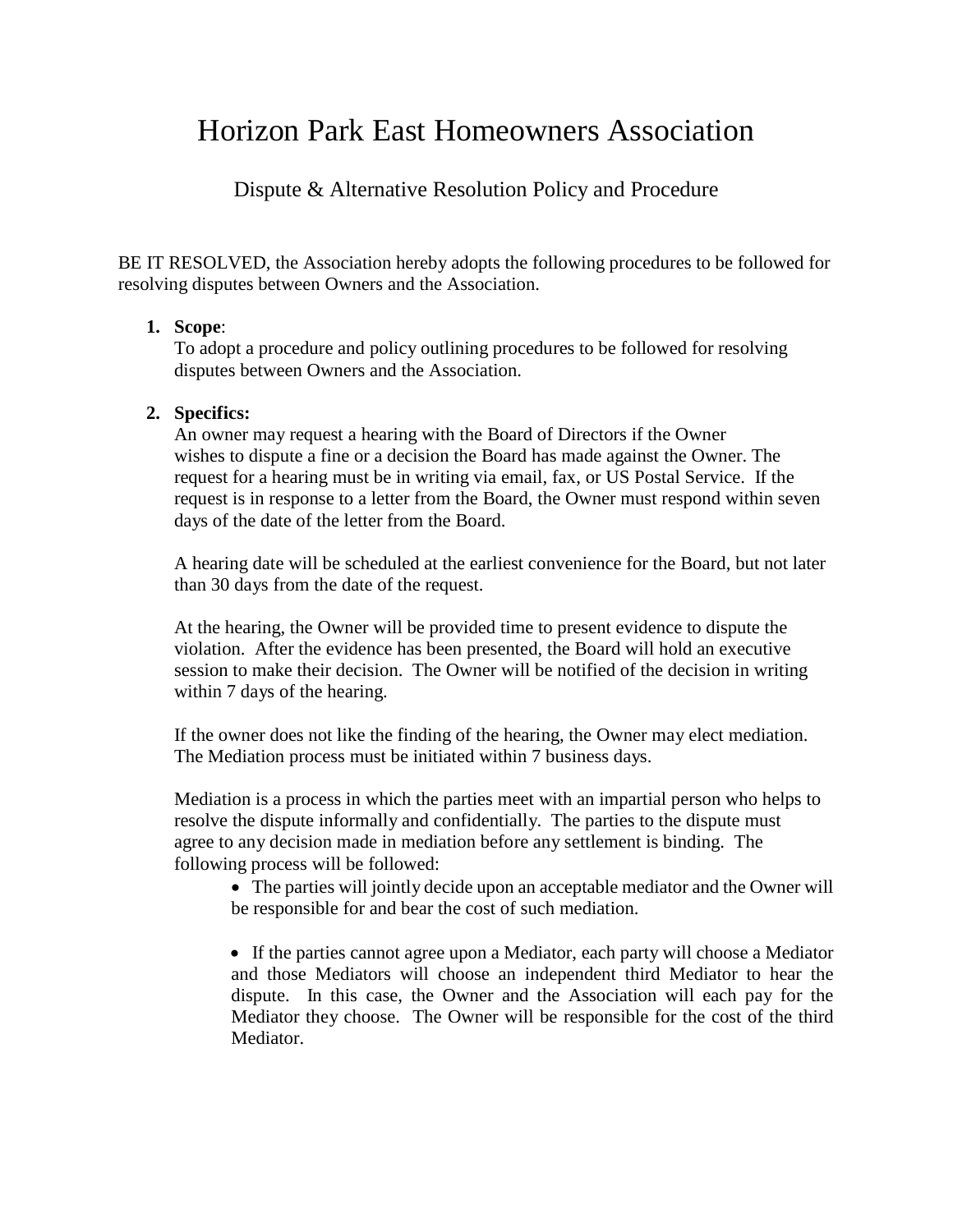# Horizon Park East Homeowners Association

## Dispute & Alternative Resolution Policy and Procedure

BE IT RESOLVED, the Association hereby adopts the following procedures to be followed for resolving disputes between Owners and the Association.

1. **Scope**:
   To adopt a procedure and policy outlining procedures to be followed for resolving disputes between Owners and the Association.

2. **Specifics:**
   An owner may request a hearing with the Board of Directors if the Owner wishes to dispute a fine or a decision the Board has made against the Owner. The request for a hearing must be in writing via email, fax, or US Postal Service. If the request is in response to a letter from the Board, the Owner must respond within seven days of the date of the letter from the Board.

   A hearing date will be scheduled at the earliest convenience for the Board, but not later than 30 days from the date of the request.

   At the hearing, the Owner will be provided time to present evidence to dispute the violation. After the evidence has been presented, the Board will hold an executive session to make their decision. The Owner will be notified of the decision in writing within 7 days of the hearing.

   If the owner does not like the finding of the hearing, the Owner may elect mediation. The Mediation process must be initiated within 7 business days.

   Mediation is a process in which the parties meet with an impartial person who helps to resolve the dispute informally and confidentially. The parties to the dispute must agree to any decision made in mediation before any settlement is binding. The following process will be followed:

   - The parties will jointly decide upon an acceptable mediator and the Owner will be responsible for and bear the cost of such mediation.

   - If the parties cannot agree upon a Mediator, each party will choose a Mediator and those Mediators will choose an independent third Mediator to hear the dispute. In this case, the Owner and the Association will each pay for the Mediator they choose. The Owner will be responsible for the cost of the third Mediator.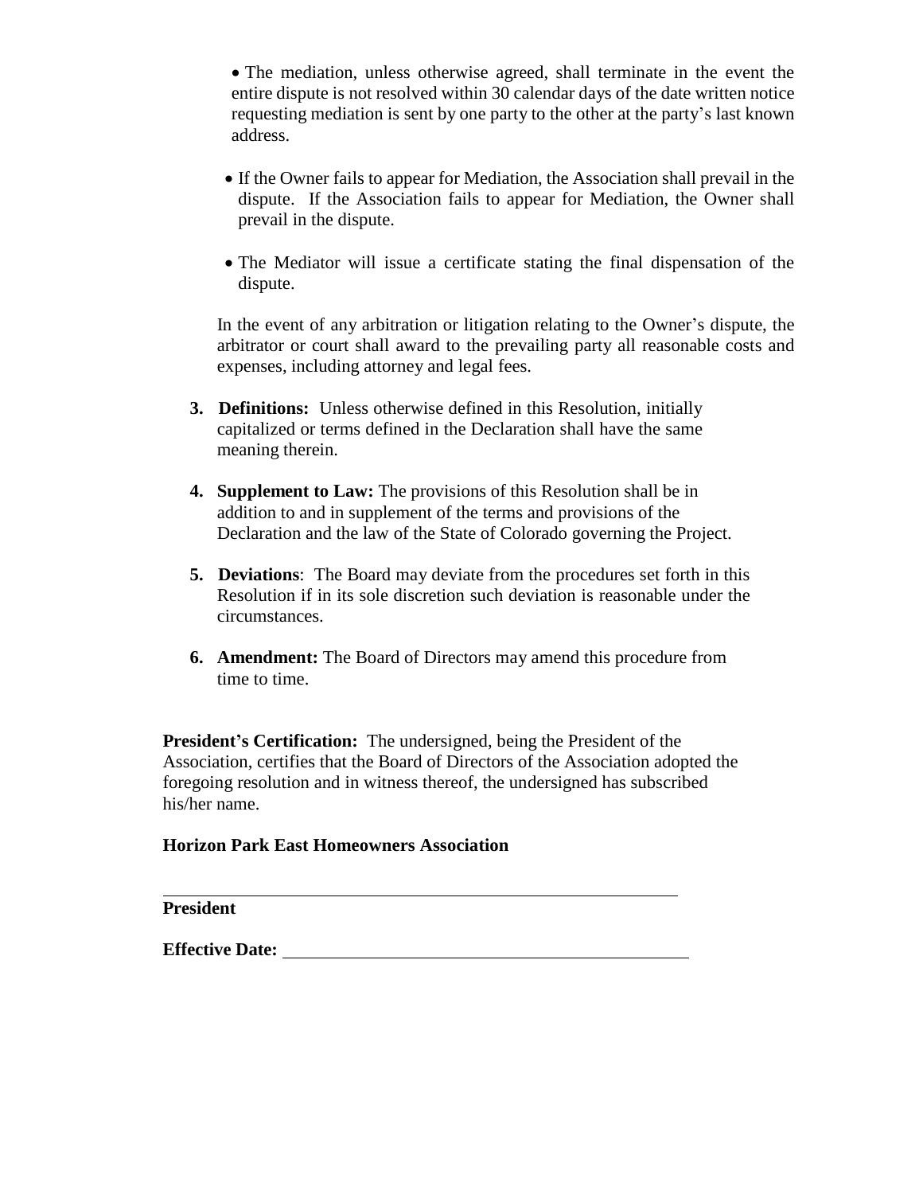- The mediation, unless otherwise agreed, shall terminate in the event the entire dispute is not resolved within 30 calendar days of the date written notice requesting mediation is sent by one party to the other at the party's last known address.

- If the Owner fails to appear for Mediation, the Association shall prevail in the dispute. If the Association fails to appear for Mediation, the Owner shall prevail in the dispute.

- The Mediator will issue a certificate stating the final dispensation of the dispute.

In the event of any arbitration or litigation relating to the Owner's dispute, the arbitrator or court shall award to the prevailing party all reasonable costs and expenses, including attorney and legal fees.

3. **Definitions:** Unless otherwise defined in this Resolution, initially capitalized or terms defined in the Declaration shall have the same meaning therein.

4. **Supplement to Law:** The provisions of this Resolution shall be in addition to and in supplement of the terms and provisions of the Declaration and the law of the State of Colorado governing the Project.

5. **Deviations**: The Board may deviate from the procedures set forth in this Resolution if in its sole discretion such deviation is reasonable under the circumstances.

6. **Amendment:** The Board of Directors may amend this procedure from time to time.

**President's Certification:** The undersigned, being the President of the Association, certifies that the Board of Directors of the Association adopted the foregoing resolution and in witness thereof, the undersigned has subscribed his/her name.

**Horizon Park East Homeowners Association**

\_\_\_\_\_\_\_\_\_\_\_\_\_\_\_\_\_\_\_\_\_\_\_\_\_\_\_\_\_\_\_\_\_\_\_\_\_\_\_\_\_\_\_\_

**President**

**Effective Date:** \_\_\_\_\_\_\_\_\_\_\_\_\_\_\_\_\_\_\_\_\_\_\_\_\_\_\_\_\_\_\_\_